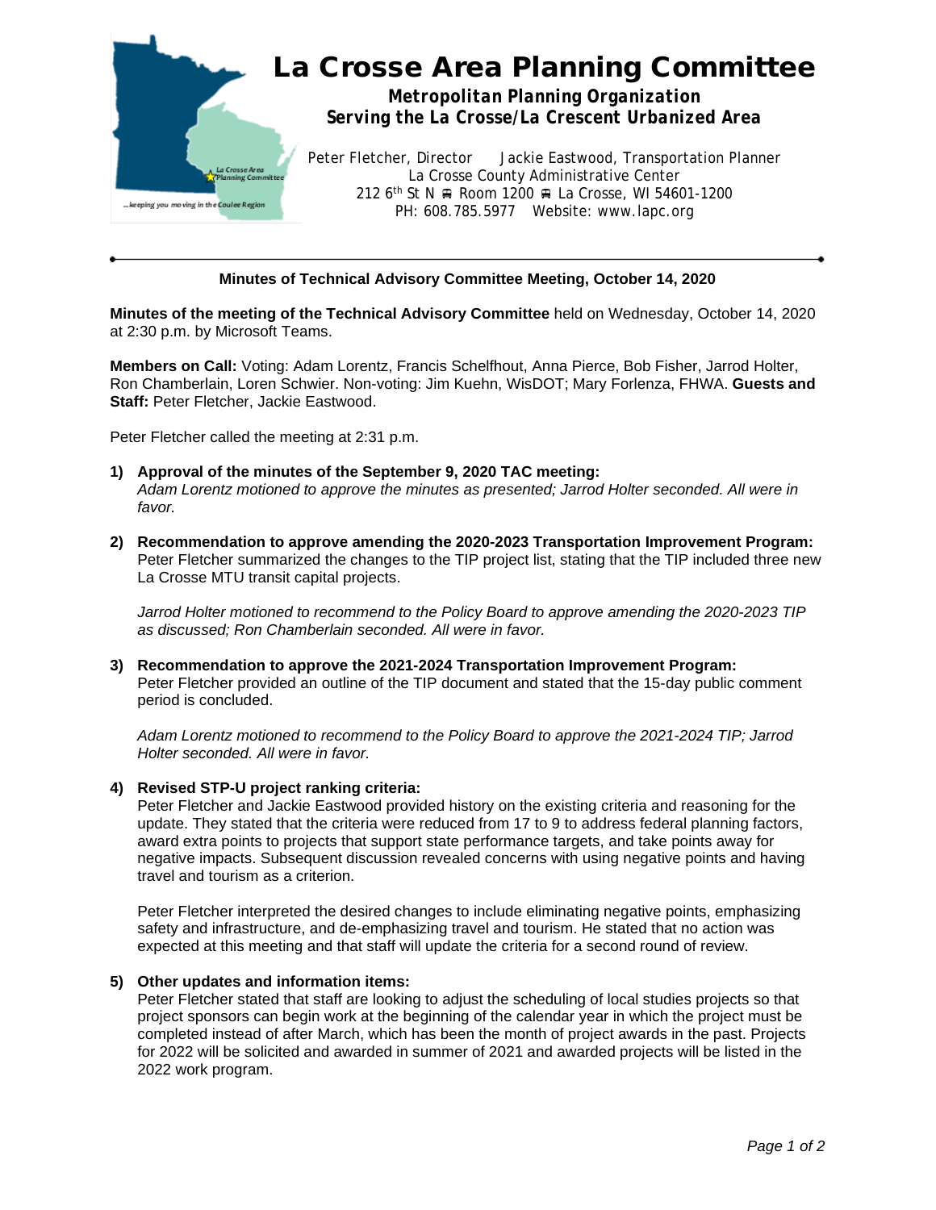# La Crosse Area Planning Committee

**Metropolitan Planning Organization**
**Serving the La Crosse/La Crescent Urbanized Area**

Peter Fletcher, Director  Jackie Eastwood, Transportation Planner
La Crosse County Administrative Center
212 6th St N 🚌 Room 1200 🚌 La Crosse, WI 54601-1200
PH: 608.785.5977  Website: www.lapc.org

---

## Minutes of Technical Advisory Committee Meeting, October 14, 2020

**Minutes of the meeting of the Technical Advisory Committee** held on Wednesday, October 14, 2020 at 2:30 p.m. by Microsoft Teams.

**Members on Call:** Voting: Adam Lorentz, Francis Schelfhout, Anna Pierce, Bob Fisher, Jarrod Holter, Ron Chamberlain, Loren Schwier. Non-voting: Jim Kuehn, WisDOT; Mary Forlenza, FHWA. **Guests and Staff:** Peter Fletcher, Jackie Eastwood.

Peter Fletcher called the meeting at 2:31 p.m.

1) **Approval of the minutes of the September 9, 2020 TAC meeting:**
   *Adam Lorentz motioned to approve the minutes as presented; Jarrod Holter seconded. All were in favor.*

2) **Recommendation to approve amending the 2020-2023 Transportation Improvement Program:**
   Peter Fletcher summarized the changes to the TIP project list, stating that the TIP included three new La Crosse MTU transit capital projects.

   *Jarrod Holter motioned to recommend to the Policy Board to approve amending the 2020-2023 TIP as discussed; Ron Chamberlain seconded. All were in favor.*

3) **Recommendation to approve the 2021-2024 Transportation Improvement Program:**
   Peter Fletcher provided an outline of the TIP document and stated that the 15-day public comment period is concluded.

   *Adam Lorentz motioned to recommend to the Policy Board to approve the 2021-2024 TIP; Jarrod Holter seconded. All were in favor.*

4) **Revised STP-U project ranking criteria:**
   Peter Fletcher and Jackie Eastwood provided history on the existing criteria and reasoning for the update. They stated that the criteria were reduced from 17 to 9 to address federal planning factors, award extra points to projects that support state performance targets, and take points away for negative impacts. Subsequent discussion revealed concerns with using negative points and having travel and tourism as a criterion.

   Peter Fletcher interpreted the desired changes to include eliminating negative points, emphasizing safety and infrastructure, and de-emphasizing travel and tourism. He stated that no action was expected at this meeting and that staff will update the criteria for a second round of review.

5) **Other updates and information items:**
   Peter Fletcher stated that staff are looking to adjust the scheduling of local studies projects so that project sponsors can begin work at the beginning of the calendar year in which the project must be completed instead of after March, which has been the month of project awards in the past. Projects for 2022 will be solicited and awarded in summer of 2021 and awarded projects will be listed in the 2022 work program.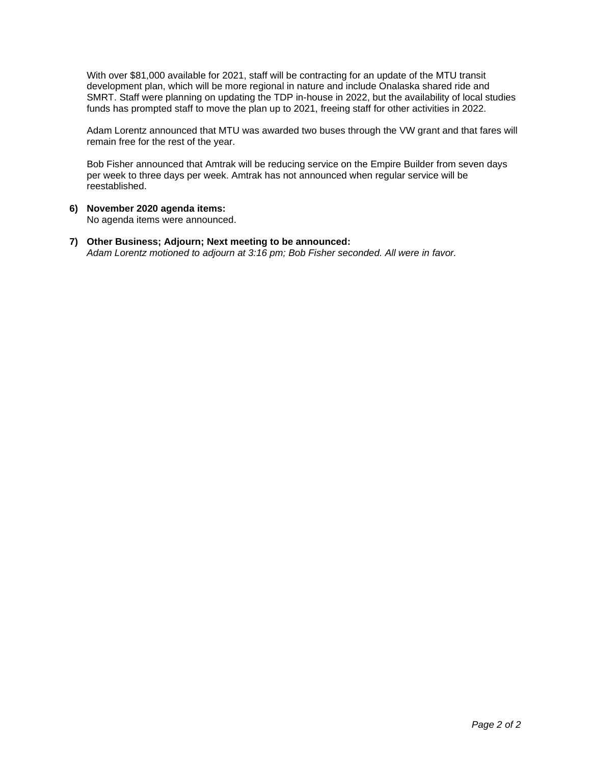With over $81,000 available for 2021, staff will be contracting for an update of the MTU transit development plan, which will be more regional in nature and include Onalaska shared ride and SMRT. Staff were planning on updating the TDP in-house in 2022, but the availability of local studies funds has prompted staff to move the plan up to 2021, freeing staff for other activities in 2022.

Adam Lorentz announced that MTU was awarded two buses through the VW grant and that fares will remain free for the rest of the year.

Bob Fisher announced that Amtrak will be reducing service on the Empire Builder from seven days per week to three days per week. Amtrak has not announced when regular service will be reestablished.

6) **November 2020 agenda items:**
   No agenda items were announced.

7) **Other Business; Adjourn; Next meeting to be announced:**
   *Adam Lorentz motioned to adjourn at 3:16 pm; Bob Fisher seconded. All were in favor.*